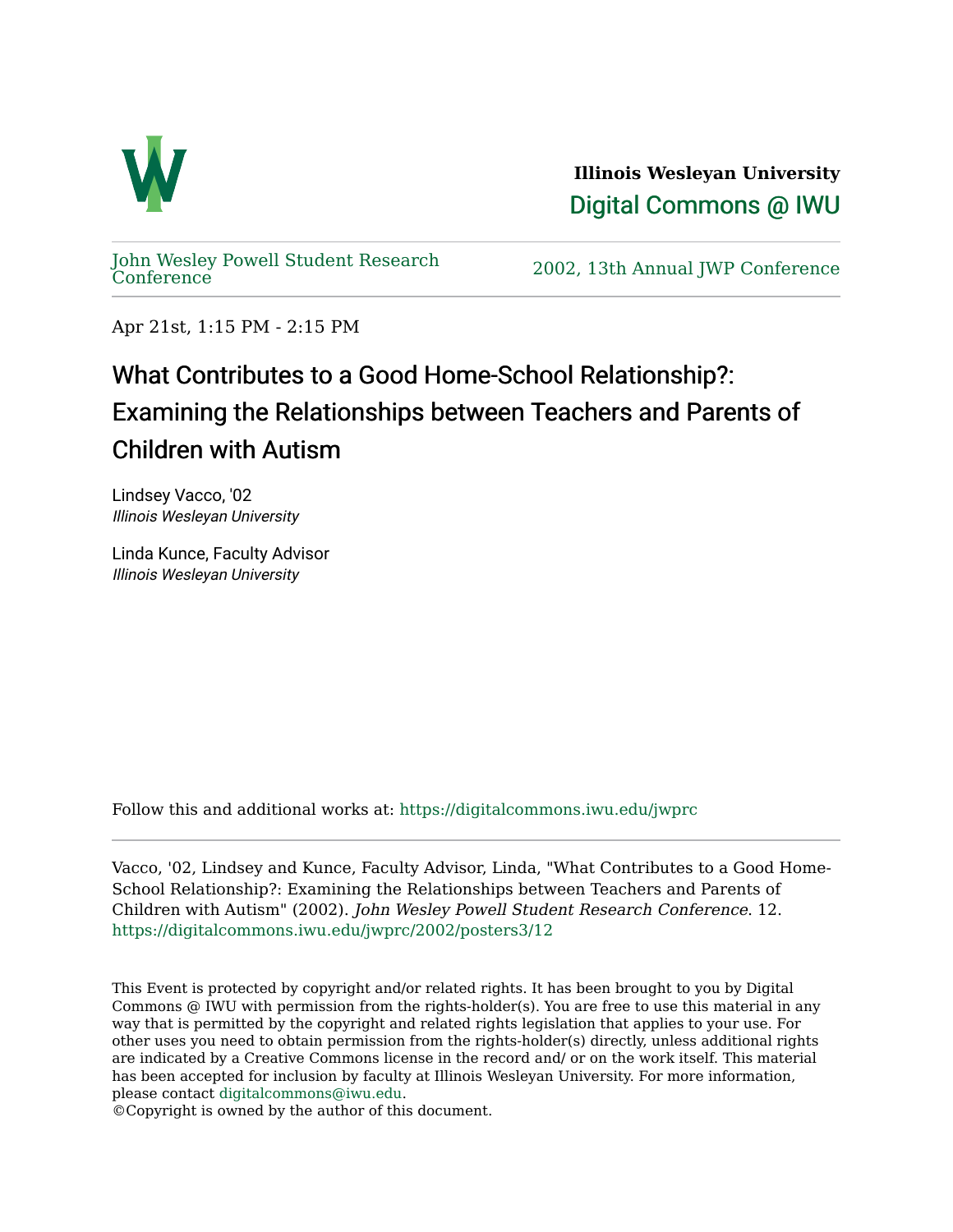Illinois Wesleyan University

Digital Commons @ IWU

John Wesley Powell Student Research Conference

2002, 13th Annual JWP Conference

Apr 21st, 1:15 PM - 2:15 PM

# What Contributes to a Good Home-School Relationship?: Examining the Relationships between Teachers and Parents of Children with Autism

Lindsey Vacco, '02
*Illinois Wesleyan University*

Linda Kunce, Faculty Advisor
*Illinois Wesleyan University*

Follow this and additional works at: https://digitalcommons.iwu.edu/jwprc

Vacco, '02, Lindsey and Kunce, Faculty Advisor, Linda, "What Contributes to a Good Home-School Relationship?: Examining the Relationships between Teachers and Parents of Children with Autism" (2002). *John Wesley Powell Student Research Conference*. 12.
https://digitalcommons.iwu.edu/jwprc/2002/posters3/12

This Event is protected by copyright and/or related rights. It has been brought to you by Digital Commons @ IWU with permission from the rights-holder(s). You are free to use this material in any way that is permitted by the copyright and related rights legislation that applies to your use. For other uses you need to obtain permission from the rights-holder(s) directly, unless additional rights are indicated by a Creative Commons license in the record and/ or on the work itself. This material has been accepted for inclusion by faculty at Illinois Wesleyan University. For more information, please contact digitalcommons@iwu.edu.
©Copyright is owned by the author of this document.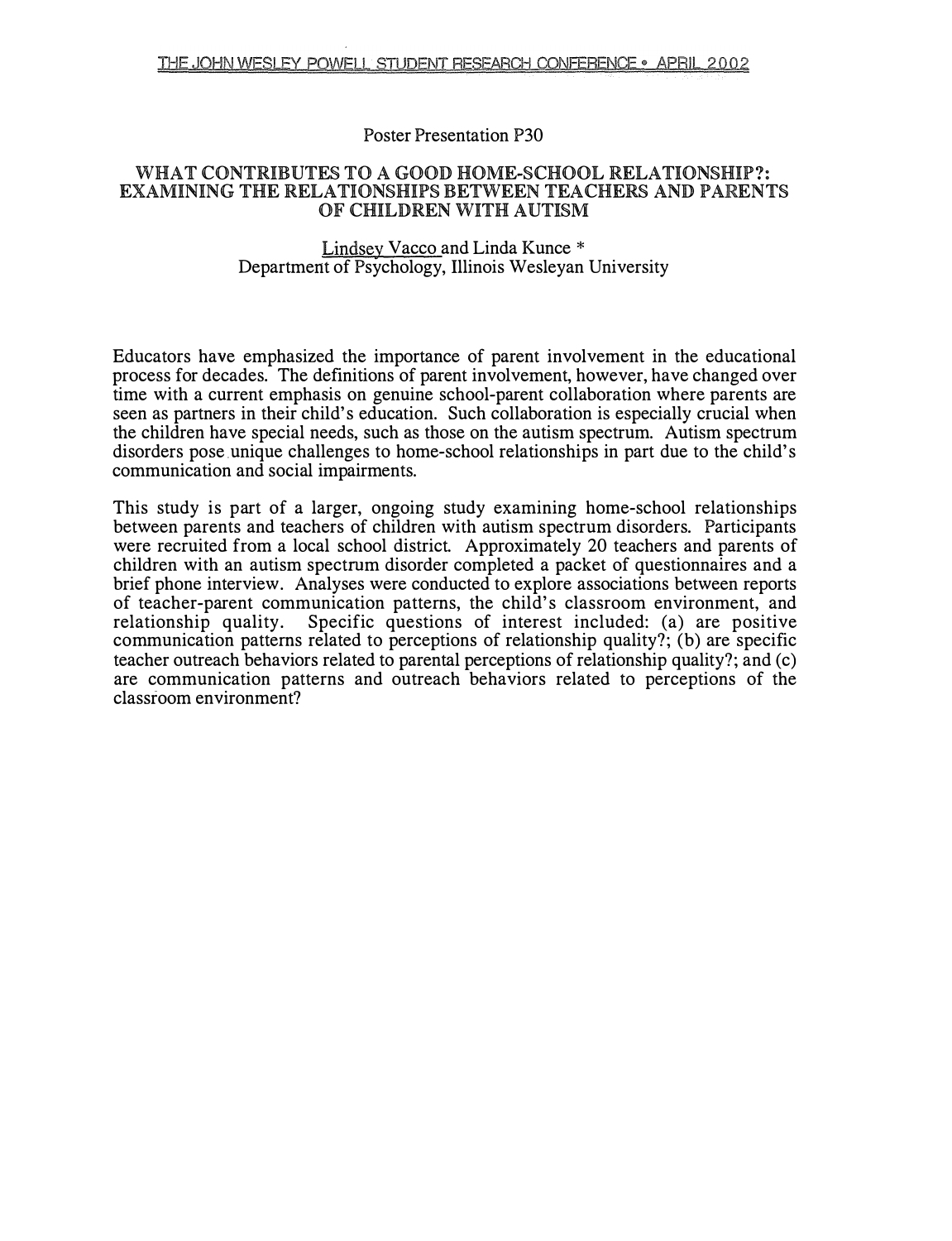Poster Presentation P30

# WHAT CONTRIBUTES TO A GOOD HOME-SCHOOL RELATIONSHIP?: EXAMINING THE RELATIONSHIPS BETWEEN TEACHERS AND PARENTS OF CHILDREN WITH AUTISM

Lindsey Vacco and Linda Kunce *
Department of Psychology, Illinois Wesleyan University

Educators have emphasized the importance of parent involvement in the educational process for decades. The definitions of parent involvement, however, have changed over time with a current emphasis on genuine school-parent collaboration where parents are seen as partners in their child's education. Such collaboration is especially crucial when the children have special needs, such as those on the autism spectrum. Autism spectrum disorders pose unique challenges to home-school relationships in part due to the child's communication and social impairments.

This study is part of a larger, ongoing study examining home-school relationships between parents and teachers of children with autism spectrum disorders. Participants were recruited from a local school district. Approximately 20 teachers and parents of children with an autism spectrum disorder completed a packet of questionnaires and a brief phone interview. Analyses were conducted to explore associations between reports of teacher-parent communication patterns, the child's classroom environment, and relationship quality. Specific questions of interest included: (a) are positive communication patterns related to perceptions of relationship quality?; (b) are specific teacher outreach behaviors related to parental perceptions of relationship quality?; and (c) are communication patterns and outreach behaviors related to perceptions of the classroom environment?